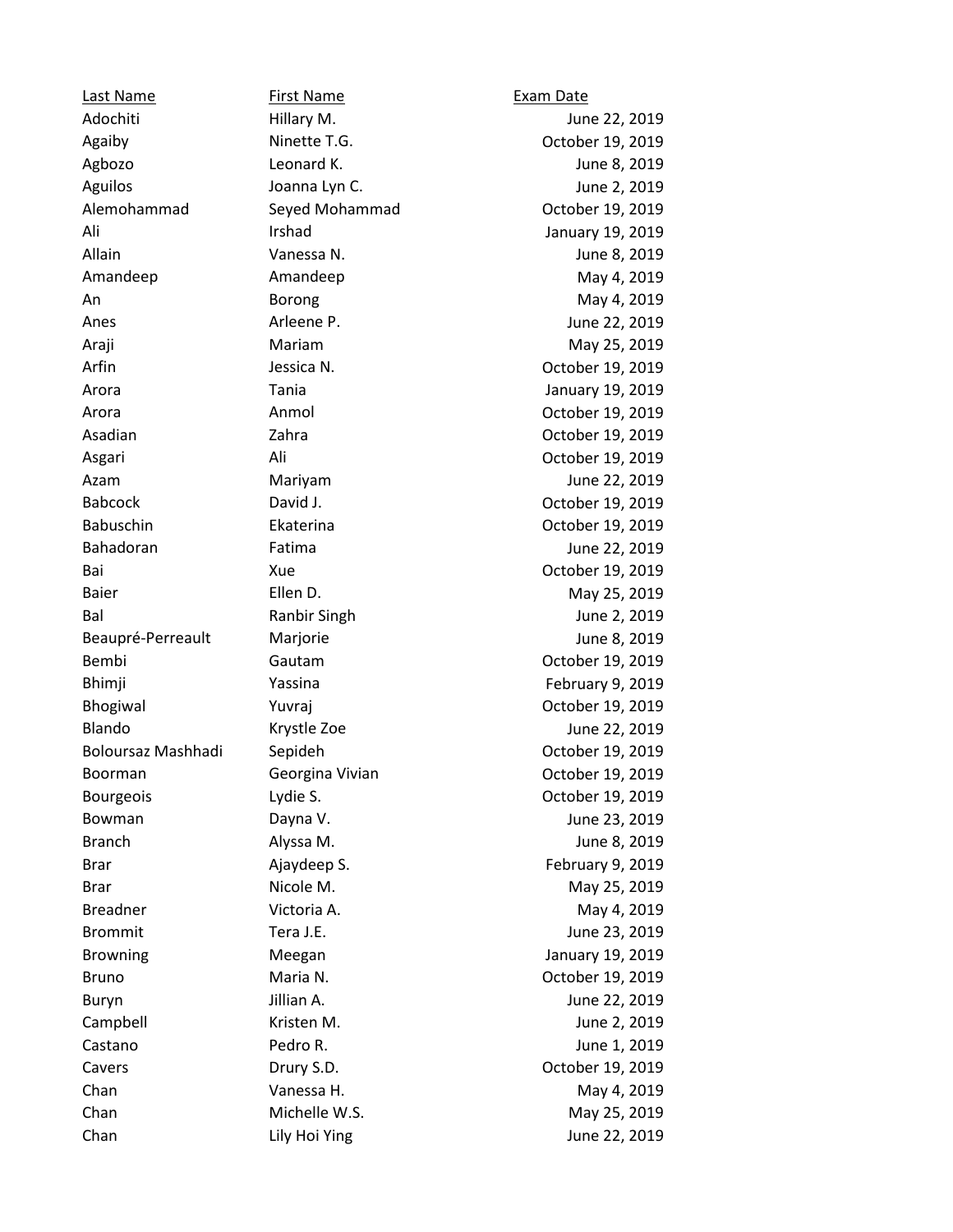| Last Name | First Name | Exam Date |
| --- | --- | --- |
| Adochiti | Hillary M. | June 22, 2019 |
| Agaiby | Ninette T.G. | October 19, 2019 |
| Agbozo | Leonard K. | June 8, 2019 |
| Aguilos | Joanna Lyn C. | June 2, 2019 |
| Alemohammad | Seyed Mohammad | October 19, 2019 |
| Ali | Irshad | January 19, 2019 |
| Allain | Vanessa N. | June 8, 2019 |
| Amandeep | Amandeep | May 4, 2019 |
| An | Borong | May 4, 2019 |
| Anes | Arleene P. | June 22, 2019 |
| Araji | Mariam | May 25, 2019 |
| Arfin | Jessica N. | October 19, 2019 |
| Arora | Tania | January 19, 2019 |
| Arora | Anmol | October 19, 2019 |
| Asadian | Zahra | October 19, 2019 |
| Asgari | Ali | October 19, 2019 |
| Azam | Mariyam | June 22, 2019 |
| Babcock | David J. | October 19, 2019 |
| Babuschin | Ekaterina | October 19, 2019 |
| Bahadoran | Fatima | June 22, 2019 |
| Bai | Xue | October 19, 2019 |
| Baier | Ellen D. | May 25, 2019 |
| Bal | Ranbir Singh | June 2, 2019 |
| Beaupré-Perreault | Marjorie | June 8, 2019 |
| Bembi | Gautam | October 19, 2019 |
| Bhimji | Yassina | February 9, 2019 |
| Bhogiwal | Yuvraj | October 19, 2019 |
| Blando | Krystle Zoe | June 22, 2019 |
| Boloursaz Mashhadi | Sepideh | October 19, 2019 |
| Boorman | Georgina Vivian | October 19, 2019 |
| Bourgeois | Lydie S. | October 19, 2019 |
| Bowman | Dayna V. | June 23, 2019 |
| Branch | Alyssa M. | June 8, 2019 |
| Brar | Ajaydeep S. | February 9, 2019 |
| Brar | Nicole M. | May 25, 2019 |
| Breadner | Victoria A. | May 4, 2019 |
| Brommit | Tera J.E. | June 23, 2019 |
| Browning | Meegan | January 19, 2019 |
| Bruno | Maria N. | October 19, 2019 |
| Buryn | Jillian A. | June 22, 2019 |
| Campbell | Kristen M. | June 2, 2019 |
| Castano | Pedro R. | June 1, 2019 |
| Cavers | Drury S.D. | October 19, 2019 |
| Chan | Vanessa H. | May 4, 2019 |
| Chan | Michelle W.S. | May 25, 2019 |
| Chan | Lily Hoi Ying | June 22, 2019 |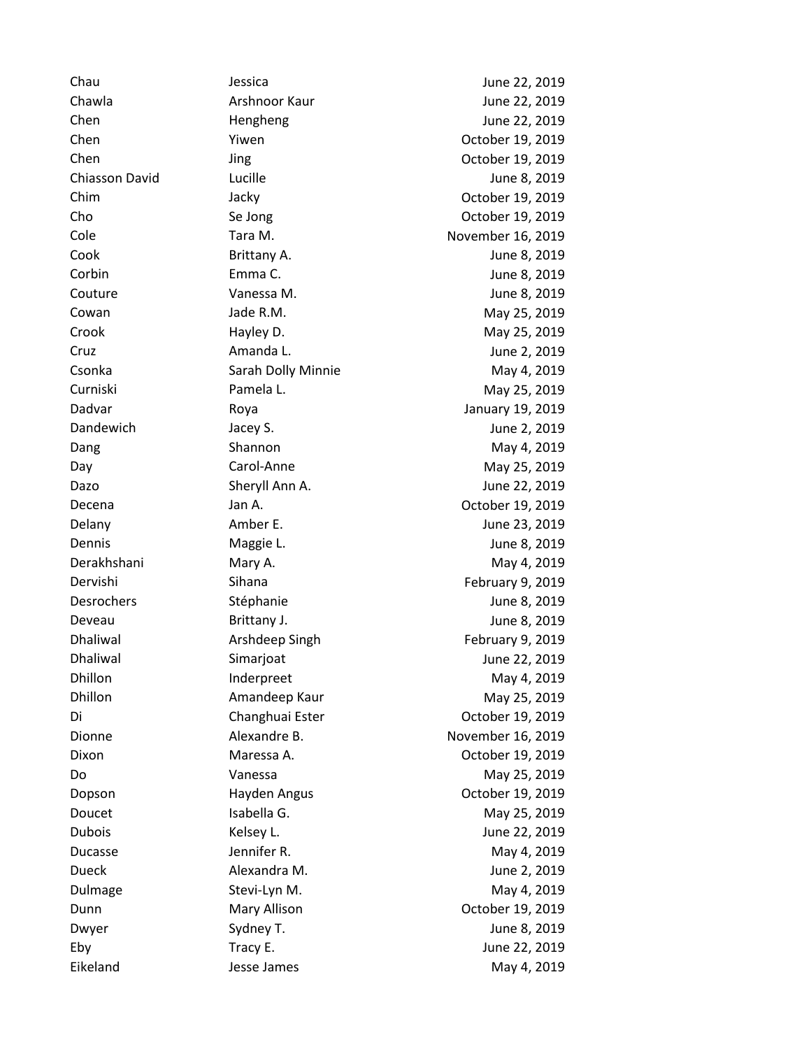| | | |
|---|---|---|
| Chau | Jessica | June 22, 2019 |
| Chawla | Arshnoor Kaur | June 22, 2019 |
| Chen | Hengheng | June 22, 2019 |
| Chen | Yiwen | October 19, 2019 |
| Chen | Jing | October 19, 2019 |
| Chiasson David | Lucille | June 8, 2019 |
| Chim | Jacky | October 19, 2019 |
| Cho | Se Jong | October 19, 2019 |
| Cole | Tara M. | November 16, 2019 |
| Cook | Brittany A. | June 8, 2019 |
| Corbin | Emma C. | June 8, 2019 |
| Couture | Vanessa M. | June 8, 2019 |
| Cowan | Jade R.M. | May 25, 2019 |
| Crook | Hayley D. | May 25, 2019 |
| Cruz | Amanda L. | June 2, 2019 |
| Csonka | Sarah Dolly Minnie | May 4, 2019 |
| Curniski | Pamela L. | May 25, 2019 |
| Dadvar | Roya | January 19, 2019 |
| Dandewich | Jacey S. | June 2, 2019 |
| Dang | Shannon | May 4, 2019 |
| Day | Carol-Anne | May 25, 2019 |
| Dazo | Sheryll Ann A. | June 22, 2019 |
| Decena | Jan A. | October 19, 2019 |
| Delany | Amber E. | June 23, 2019 |
| Dennis | Maggie L. | June 8, 2019 |
| Derakhshani | Mary A. | May 4, 2019 |
| Dervishi | Sihana | February 9, 2019 |
| Desrochers | Stéphanie | June 8, 2019 |
| Deveau | Brittany J. | June 8, 2019 |
| Dhaliwal | Arshdeep Singh | February 9, 2019 |
| Dhaliwal | Simarjoat | June 22, 2019 |
| Dhillon | Inderpreet | May 4, 2019 |
| Dhillon | Amandeep Kaur | May 25, 2019 |
| Di | Changhuai Ester | October 19, 2019 |
| Dionne | Alexandre B. | November 16, 2019 |
| Dixon | Maressa A. | October 19, 2019 |
| Do | Vanessa | May 25, 2019 |
| Dopson | Hayden Angus | October 19, 2019 |
| Doucet | Isabella G. | May 25, 2019 |
| Dubois | Kelsey L. | June 22, 2019 |
| Ducasse | Jennifer R. | May 4, 2019 |
| Dueck | Alexandra M. | June 2, 2019 |
| Dulmage | Stevi-Lyn M. | May 4, 2019 |
| Dunn | Mary Allison | October 19, 2019 |
| Dwyer | Sydney T. | June 8, 2019 |
| Eby | Tracy E. | June 22, 2019 |
| Eikeland | Jesse James | May 4, 2019 |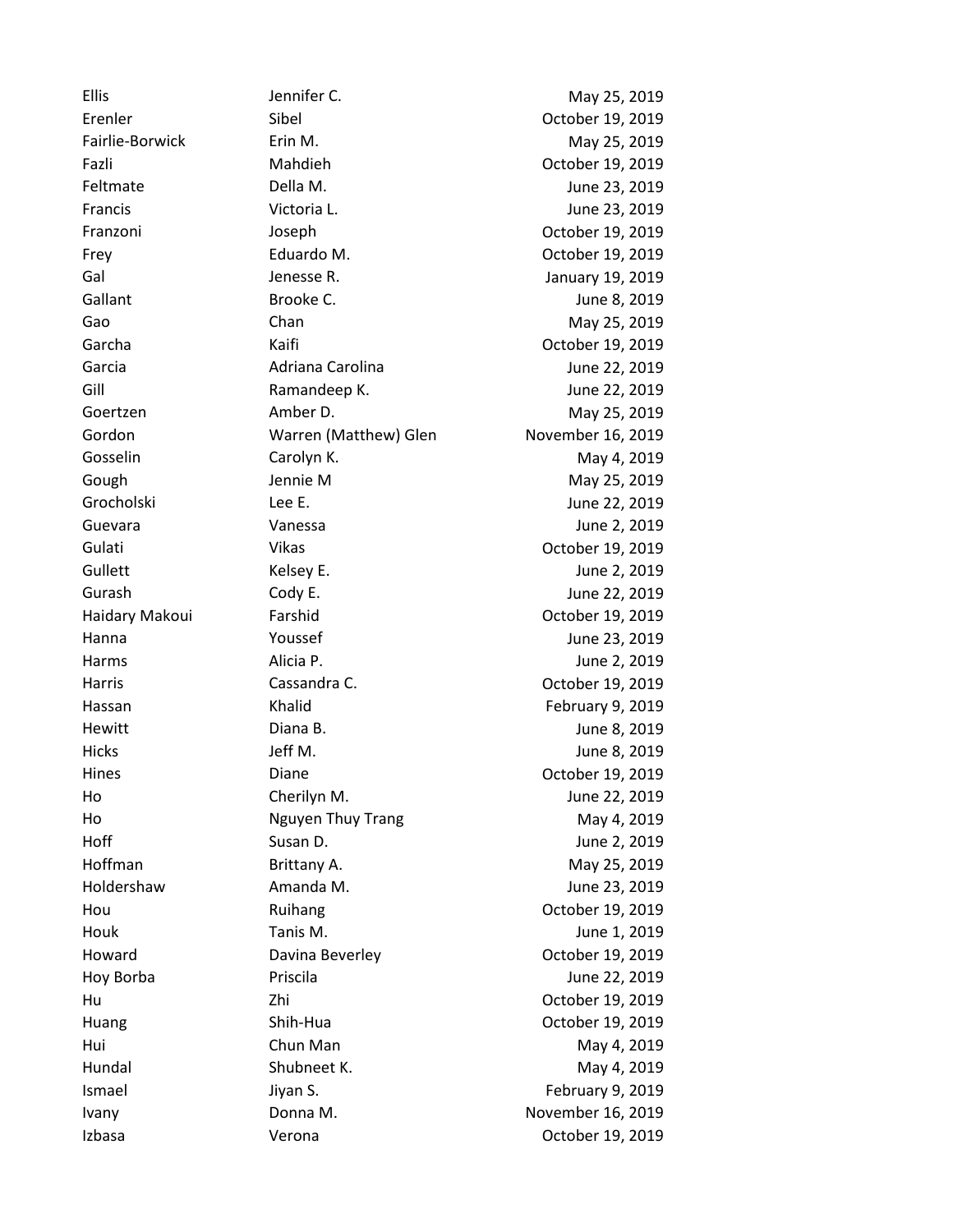| | | |
|---|---|---|
| Ellis | Jennifer C. | May 25, 2019 |
| Erenler | Sibel | October 19, 2019 |
| Fairlie-Borwick | Erin M. | May 25, 2019 |
| Fazli | Mahdieh | October 19, 2019 |
| Feltmate | Della M. | June 23, 2019 |
| Francis | Victoria L. | June 23, 2019 |
| Franzoni | Joseph | October 19, 2019 |
| Frey | Eduardo M. | October 19, 2019 |
| Gal | Jenesse R. | January 19, 2019 |
| Gallant | Brooke C. | June 8, 2019 |
| Gao | Chan | May 25, 2019 |
| Garcha | Kaifi | October 19, 2019 |
| Garcia | Adriana Carolina | June 22, 2019 |
| Gill | Ramandeep K. | June 22, 2019 |
| Goertzen | Amber D. | May 25, 2019 |
| Gordon | Warren (Matthew) Glen | November 16, 2019 |
| Gosselin | Carolyn K. | May 4, 2019 |
| Gough | Jennie M | May 25, 2019 |
| Grocholski | Lee E. | June 22, 2019 |
| Guevara | Vanessa | June 2, 2019 |
| Gulati | Vikas | October 19, 2019 |
| Gullett | Kelsey E. | June 2, 2019 |
| Gurash | Cody E. | June 22, 2019 |
| Haidary Makoui | Farshid | October 19, 2019 |
| Hanna | Youssef | June 23, 2019 |
| Harms | Alicia P. | June 2, 2019 |
| Harris | Cassandra C. | October 19, 2019 |
| Hassan | Khalid | February 9, 2019 |
| Hewitt | Diana B. | June 8, 2019 |
| Hicks | Jeff M. | June 8, 2019 |
| Hines | Diane | October 19, 2019 |
| Ho | Cherilyn M. | June 22, 2019 |
| Ho | Nguyen Thuy Trang | May 4, 2019 |
| Hoff | Susan D. | June 2, 2019 |
| Hoffman | Brittany A. | May 25, 2019 |
| Holdershaw | Amanda M. | June 23, 2019 |
| Hou | Ruihang | October 19, 2019 |
| Houk | Tanis M. | June 1, 2019 |
| Howard | Davina Beverley | October 19, 2019 |
| Hoy Borba | Priscila | June 22, 2019 |
| Hu | Zhi | October 19, 2019 |
| Huang | Shih-Hua | October 19, 2019 |
| Hui | Chun Man | May 4, 2019 |
| Hundal | Shubneet K. | May 4, 2019 |
| Ismael | Jiyan S. | February 9, 2019 |
| Ivany | Donna M. | November 16, 2019 |
| Izbasa | Verona | October 19, 2019 |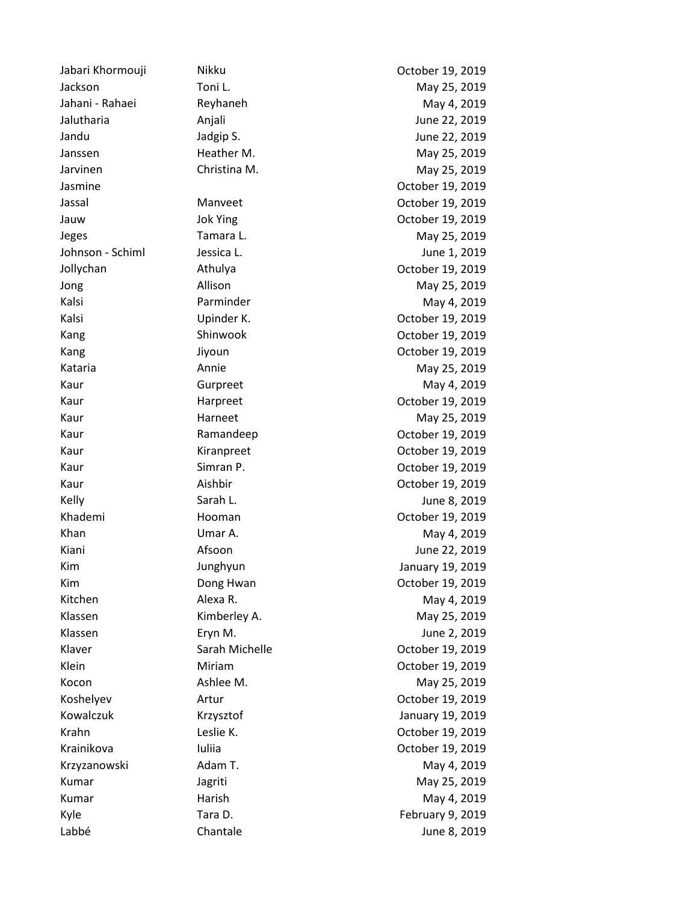| | | |
|---|---|---|
| Jabari Khormouji | Nikku | October 19, 2019 |
| Jackson | Toni L. | May 25, 2019 |
| Jahani - Rahaei | Reyhaneh | May 4, 2019 |
| Jalutharia | Anjali | June 22, 2019 |
| Jandu | Jadgip S. | June 22, 2019 |
| Janssen | Heather M. | May 25, 2019 |
| Jarvinen | Christina M. | May 25, 2019 |
| Jasmine | | October 19, 2019 |
| Jassal | Manveet | October 19, 2019 |
| Jauw | Jok Ying | October 19, 2019 |
| Jeges | Tamara L. | May 25, 2019 |
| Johnson - Schiml | Jessica L. | June 1, 2019 |
| Jollychan | Athulya | October 19, 2019 |
| Jong | Allison | May 25, 2019 |
| Kalsi | Parminder | May 4, 2019 |
| Kalsi | Upinder K. | October 19, 2019 |
| Kang | Shinwook | October 19, 2019 |
| Kang | Jiyoun | October 19, 2019 |
| Kataria | Annie | May 25, 2019 |
| Kaur | Gurpreet | May 4, 2019 |
| Kaur | Harpreet | October 19, 2019 |
| Kaur | Harneet | May 25, 2019 |
| Kaur | Ramandeep | October 19, 2019 |
| Kaur | Kiranpreet | October 19, 2019 |
| Kaur | Simran P. | October 19, 2019 |
| Kaur | Aishbir | October 19, 2019 |
| Kelly | Sarah L. | June 8, 2019 |
| Khademi | Hooman | October 19, 2019 |
| Khan | Umar A. | May 4, 2019 |
| Kiani | Afsoon | June 22, 2019 |
| Kim | Junghyun | January 19, 2019 |
| Kim | Dong Hwan | October 19, 2019 |
| Kitchen | Alexa R. | May 4, 2019 |
| Klassen | Kimberley A. | May 25, 2019 |
| Klassen | Eryn M. | June 2, 2019 |
| Klaver | Sarah Michelle | October 19, 2019 |
| Klein | Miriam | October 19, 2019 |
| Kocon | Ashlee M. | May 25, 2019 |
| Koshelyev | Artur | October 19, 2019 |
| Kowalczuk | Krzysztof | January 19, 2019 |
| Krahn | Leslie K. | October 19, 2019 |
| Krainikova | Iuliia | October 19, 2019 |
| Krzyzanowski | Adam T. | May 4, 2019 |
| Kumar | Jagriti | May 25, 2019 |
| Kumar | Harish | May 4, 2019 |
| Kyle | Tara D. | February 9, 2019 |
| Labbé | Chantale | June 8, 2019 |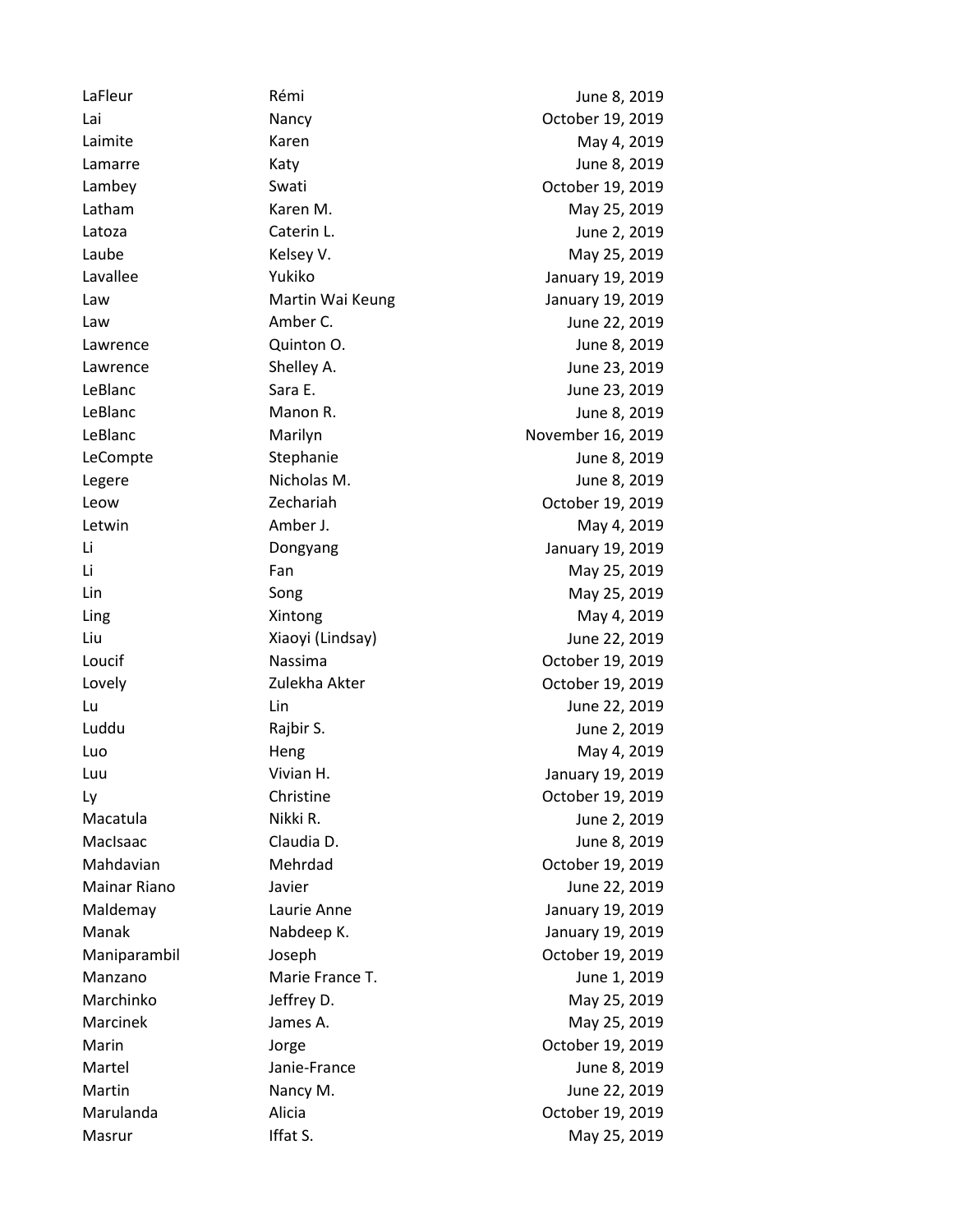| | | |
|---|---|---|
| LaFleur | Rémi | June 8, 2019 |
| Lai | Nancy | October 19, 2019 |
| Laimite | Karen | May 4, 2019 |
| Lamarre | Katy | June 8, 2019 |
| Lambey | Swati | October 19, 2019 |
| Latham | Karen M. | May 25, 2019 |
| Latoza | Caterin L. | June 2, 2019 |
| Laube | Kelsey V. | May 25, 2019 |
| Lavallee | Yukiko | January 19, 2019 |
| Law | Martin Wai Keung | January 19, 2019 |
| Law | Amber C. | June 22, 2019 |
| Lawrence | Quinton O. | June 8, 2019 |
| Lawrence | Shelley A. | June 23, 2019 |
| LeBlanc | Sara E. | June 23, 2019 |
| LeBlanc | Manon R. | June 8, 2019 |
| LeBlanc | Marilyn | November 16, 2019 |
| LeCompte | Stephanie | June 8, 2019 |
| Legere | Nicholas M. | June 8, 2019 |
| Leow | Zechariah | October 19, 2019 |
| Letwin | Amber J. | May 4, 2019 |
| Li | Dongyang | January 19, 2019 |
| Li | Fan | May 25, 2019 |
| Lin | Song | May 25, 2019 |
| Ling | Xintong | May 4, 2019 |
| Liu | Xiaoyi (Lindsay) | June 22, 2019 |
| Loucif | Nassima | October 19, 2019 |
| Lovely | Zulekha Akter | October 19, 2019 |
| Lu | Lin | June 22, 2019 |
| Luddu | Rajbir S. | June 2, 2019 |
| Luo | Heng | May 4, 2019 |
| Luu | Vivian H. | January 19, 2019 |
| Ly | Christine | October 19, 2019 |
| Macatula | Nikki R. | June 2, 2019 |
| MacIsaac | Claudia D. | June 8, 2019 |
| Mahdavian | Mehrdad | October 19, 2019 |
| Mainar Riano | Javier | June 22, 2019 |
| Maldemay | Laurie Anne | January 19, 2019 |
| Manak | Nabdeep K. | January 19, 2019 |
| Maniparambil | Joseph | October 19, 2019 |
| Manzano | Marie France T. | June 1, 2019 |
| Marchinko | Jeffrey D. | May 25, 2019 |
| Marcinek | James A. | May 25, 2019 |
| Marin | Jorge | October 19, 2019 |
| Martel | Janie-France | June 8, 2019 |
| Martin | Nancy M. | June 22, 2019 |
| Marulanda | Alicia | October 19, 2019 |
| Masrur | Iffat S. | May 25, 2019 |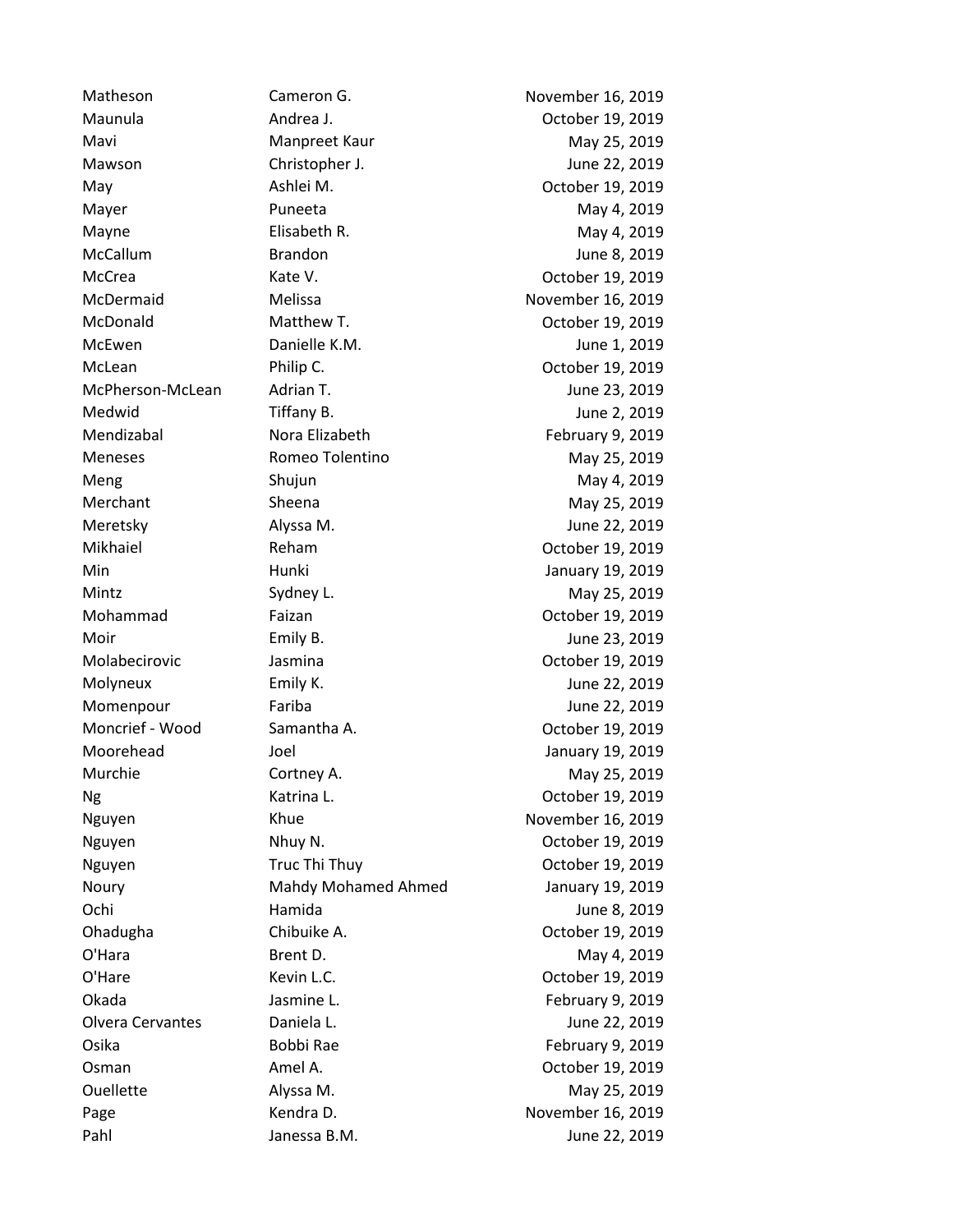| | | |
|---|---|---|
| Matheson | Cameron G. | November 16, 2019 |
| Maunula | Andrea J. | October 19, 2019 |
| Mavi | Manpreet Kaur | May 25, 2019 |
| Mawson | Christopher J. | June 22, 2019 |
| May | Ashlei M. | October 19, 2019 |
| Mayer | Puneeta | May 4, 2019 |
| Mayne | Elisabeth R. | May 4, 2019 |
| McCallum | Brandon | June 8, 2019 |
| McCrea | Kate V. | October 19, 2019 |
| McDermaid | Melissa | November 16, 2019 |
| McDonald | Matthew T. | October 19, 2019 |
| McEwen | Danielle K.M. | June 1, 2019 |
| McLean | Philip C. | October 19, 2019 |
| McPherson-McLean | Adrian T. | June 23, 2019 |
| Medwid | Tiffany B. | June 2, 2019 |
| Mendizabal | Nora Elizabeth | February 9, 2019 |
| Meneses | Romeo Tolentino | May 25, 2019 |
| Meng | Shujun | May 4, 2019 |
| Merchant | Sheena | May 25, 2019 |
| Meretsky | Alyssa M. | June 22, 2019 |
| Mikhaiel | Reham | October 19, 2019 |
| Min | Hunki | January 19, 2019 |
| Mintz | Sydney L. | May 25, 2019 |
| Mohammad | Faizan | October 19, 2019 |
| Moir | Emily B. | June 23, 2019 |
| Molabecirovic | Jasmina | October 19, 2019 |
| Molyneux | Emily K. | June 22, 2019 |
| Momenpour | Fariba | June 22, 2019 |
| Moncrief - Wood | Samantha A. | October 19, 2019 |
| Moorehead | Joel | January 19, 2019 |
| Murchie | Cortney A. | May 25, 2019 |
| Ng | Katrina L. | October 19, 2019 |
| Nguyen | Khue | November 16, 2019 |
| Nguyen | Nhuy N. | October 19, 2019 |
| Nguyen | Truc Thi Thuy | October 19, 2019 |
| Noury | Mahdy Mohamed Ahmed | January 19, 2019 |
| Ochi | Hamida | June 8, 2019 |
| Ohadugha | Chibuike A. | October 19, 2019 |
| O'Hara | Brent D. | May 4, 2019 |
| O'Hare | Kevin L.C. | October 19, 2019 |
| Okada | Jasmine L. | February 9, 2019 |
| Olvera Cervantes | Daniela L. | June 22, 2019 |
| Osika | Bobbi Rae | February 9, 2019 |
| Osman | Amel A. | October 19, 2019 |
| Ouellette | Alyssa M. | May 25, 2019 |
| Page | Kendra D. | November 16, 2019 |
| Pahl | Janessa B.M. | June 22, 2019 |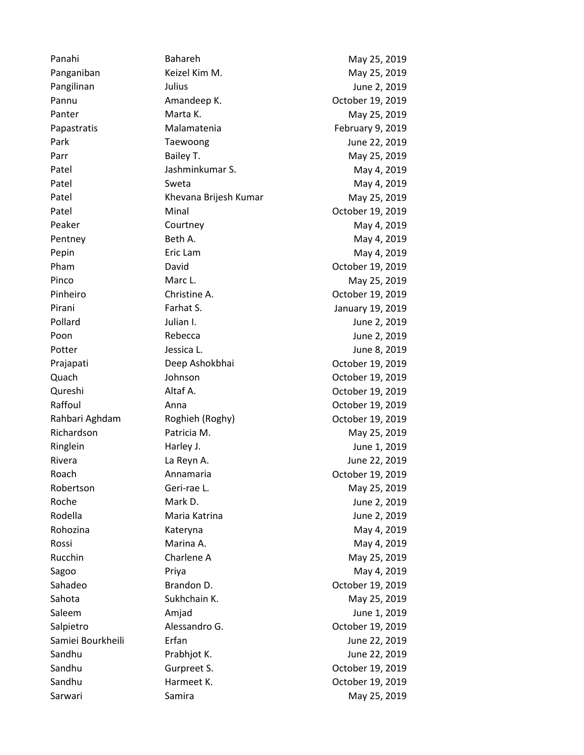| | | |
|---|---|---|
| Panahi | Bahareh | May 25, 2019 |
| Panganiban | Keizel Kim M. | May 25, 2019 |
| Pangilinan | Julius | June 2, 2019 |
| Pannu | Amandeep K. | October 19, 2019 |
| Panter | Marta K. | May 25, 2019 |
| Papastratis | Malamatenia | February 9, 2019 |
| Park | Taewoong | June 22, 2019 |
| Parr | Bailey T. | May 25, 2019 |
| Patel | Jashminkumar S. | May 4, 2019 |
| Patel | Sweta | May 4, 2019 |
| Patel | Khevana Brijesh Kumar | May 25, 2019 |
| Patel | Minal | October 19, 2019 |
| Peaker | Courtney | May 4, 2019 |
| Pentney | Beth A. | May 4, 2019 |
| Pepin | Eric Lam | May 4, 2019 |
| Pham | David | October 19, 2019 |
| Pinco | Marc L. | May 25, 2019 |
| Pinheiro | Christine A. | October 19, 2019 |
| Pirani | Farhat S. | January 19, 2019 |
| Pollard | Julian I. | June 2, 2019 |
| Poon | Rebecca | June 2, 2019 |
| Potter | Jessica L. | June 8, 2019 |
| Prajapati | Deep Ashokbhai | October 19, 2019 |
| Quach | Johnson | October 19, 2019 |
| Qureshi | Altaf A. | October 19, 2019 |
| Raffoul | Anna | October 19, 2019 |
| Rahbari Aghdam | Roghieh (Roghy) | October 19, 2019 |
| Richardson | Patricia M. | May 25, 2019 |
| Ringlein | Harley J. | June 1, 2019 |
| Rivera | La Reyn A. | June 22, 2019 |
| Roach | Annamaria | October 19, 2019 |
| Robertson | Geri-rae L. | May 25, 2019 |
| Roche | Mark D. | June 2, 2019 |
| Rodella | Maria Katrina | June 2, 2019 |
| Rohozina | Kateryna | May 4, 2019 |
| Rossi | Marina A. | May 4, 2019 |
| Rucchin | Charlene A | May 25, 2019 |
| Sagoo | Priya | May 4, 2019 |
| Sahadeo | Brandon D. | October 19, 2019 |
| Sahota | Sukhchain K. | May 25, 2019 |
| Saleem | Amjad | June 1, 2019 |
| Salpietro | Alessandro G. | October 19, 2019 |
| Samiei Bourkheili | Erfan | June 22, 2019 |
| Sandhu | Prabhjot K. | June 22, 2019 |
| Sandhu | Gurpreet S. | October 19, 2019 |
| Sandhu | Harmeet K. | October 19, 2019 |
| Sarwari | Samira | May 25, 2019 |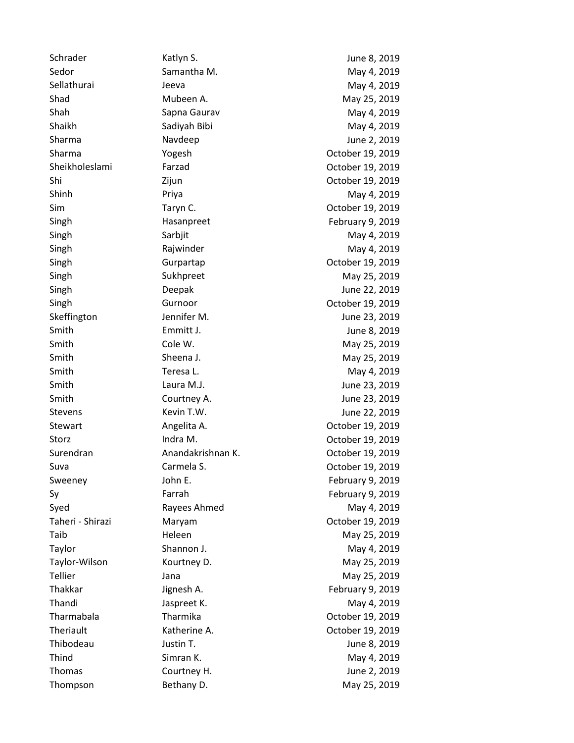| | | |
|---|---|---|
| Schrader | Katlyn S. | June 8, 2019 |
| Sedor | Samantha M. | May 4, 2019 |
| Sellathurai | Jeeva | May 4, 2019 |
| Shad | Mubeen A. | May 25, 2019 |
| Shah | Sapna Gaurav | May 4, 2019 |
| Shaikh | Sadiyah Bibi | May 4, 2019 |
| Sharma | Navdeep | June 2, 2019 |
| Sharma | Yogesh | October 19, 2019 |
| Sheikholeslami | Farzad | October 19, 2019 |
| Shi | Zijun | October 19, 2019 |
| Shinh | Priya | May 4, 2019 |
| Sim | Taryn C. | October 19, 2019 |
| Singh | Hasanpreet | February 9, 2019 |
| Singh | Sarbjit | May 4, 2019 |
| Singh | Rajwinder | May 4, 2019 |
| Singh | Gurpartap | October 19, 2019 |
| Singh | Sukhpreet | May 25, 2019 |
| Singh | Deepak | June 22, 2019 |
| Singh | Gurnoor | October 19, 2019 |
| Skeffington | Jennifer M. | June 23, 2019 |
| Smith | Emmitt J. | June 8, 2019 |
| Smith | Cole W. | May 25, 2019 |
| Smith | Sheena J. | May 25, 2019 |
| Smith | Teresa L. | May 4, 2019 |
| Smith | Laura M.J. | June 23, 2019 |
| Smith | Courtney A. | June 23, 2019 |
| Stevens | Kevin T.W. | June 22, 2019 |
| Stewart | Angelita A. | October 19, 2019 |
| Storz | Indra M. | October 19, 2019 |
| Surendran | Anandakrishnan K. | October 19, 2019 |
| Suva | Carmela S. | October 19, 2019 |
| Sweeney | John E. | February 9, 2019 |
| Sy | Farrah | February 9, 2019 |
| Syed | Rayees Ahmed | May 4, 2019 |
| Taheri - Shirazi | Maryam | October 19, 2019 |
| Taib | Heleen | May 25, 2019 |
| Taylor | Shannon J. | May 4, 2019 |
| Taylor-Wilson | Kourtney D. | May 25, 2019 |
| Tellier | Jana | May 25, 2019 |
| Thakkar | Jignesh A. | February 9, 2019 |
| Thandi | Jaspreet K. | May 4, 2019 |
| Tharmabala | Tharmika | October 19, 2019 |
| Theriault | Katherine A. | October 19, 2019 |
| Thibodeau | Justin T. | June 8, 2019 |
| Thind | Simran K. | May 4, 2019 |
| Thomas | Courtney H. | June 2, 2019 |
| Thompson | Bethany D. | May 25, 2019 |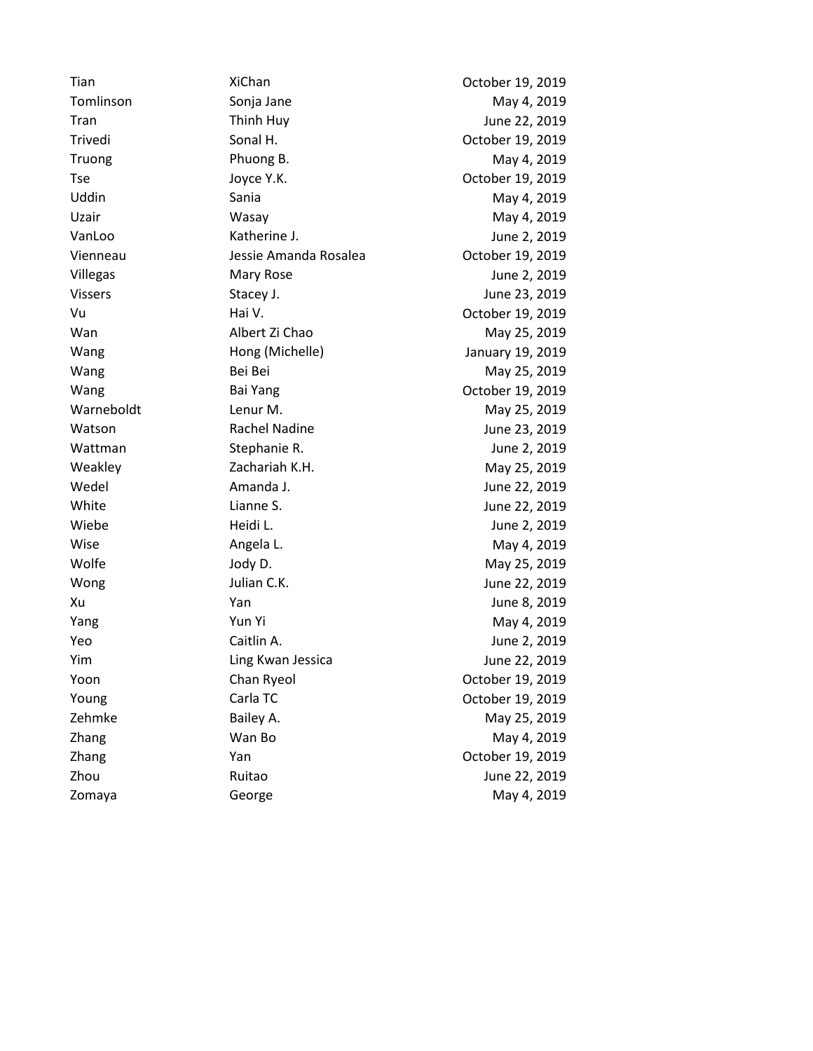| | | |
|---|---|---|
| Tian | XiChan | October 19, 2019 |
| Tomlinson | Sonja Jane | May 4, 2019 |
| Tran | Thinh Huy | June 22, 2019 |
| Trivedi | Sonal H. | October 19, 2019 |
| Truong | Phuong B. | May 4, 2019 |
| Tse | Joyce Y.K. | October 19, 2019 |
| Uddin | Sania | May 4, 2019 |
| Uzair | Wasay | May 4, 2019 |
| VanLoo | Katherine J. | June 2, 2019 |
| Vienneau | Jessie Amanda Rosalea | October 19, 2019 |
| Villegas | Mary Rose | June 2, 2019 |
| Vissers | Stacey J. | June 23, 2019 |
| Vu | Hai V. | October 19, 2019 |
| Wan | Albert Zi Chao | May 25, 2019 |
| Wang | Hong (Michelle) | January 19, 2019 |
| Wang | Bei Bei | May 25, 2019 |
| Wang | Bai Yang | October 19, 2019 |
| Warneboldt | Lenur M. | May 25, 2019 |
| Watson | Rachel Nadine | June 23, 2019 |
| Wattman | Stephanie R. | June 2, 2019 |
| Weakley | Zachariah K.H. | May 25, 2019 |
| Wedel | Amanda J. | June 22, 2019 |
| White | Lianne S. | June 22, 2019 |
| Wiebe | Heidi L. | June 2, 2019 |
| Wise | Angela L. | May 4, 2019 |
| Wolfe | Jody D. | May 25, 2019 |
| Wong | Julian C.K. | June 22, 2019 |
| Xu | Yan | June 8, 2019 |
| Yang | Yun Yi | May 4, 2019 |
| Yeo | Caitlin A. | June 2, 2019 |
| Yim | Ling Kwan Jessica | June 22, 2019 |
| Yoon | Chan Ryeol | October 19, 2019 |
| Young | Carla TC | October 19, 2019 |
| Zehmke | Bailey A. | May 25, 2019 |
| Zhang | Wan Bo | May 4, 2019 |
| Zhang | Yan | October 19, 2019 |
| Zhou | Ruitao | June 22, 2019 |
| Zomaya | George | May 4, 2019 |